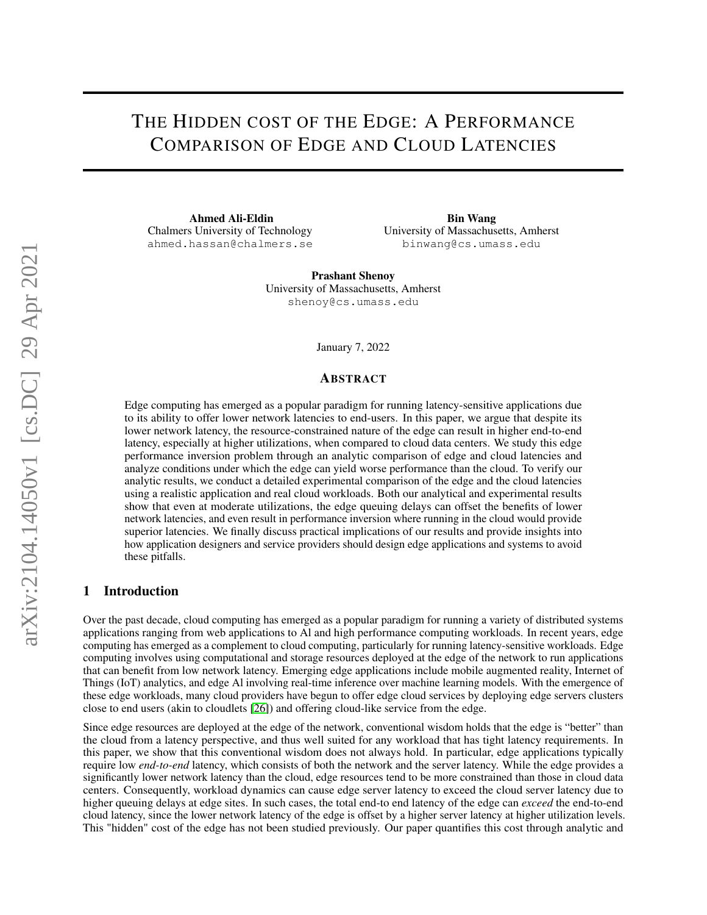# THE HIDDEN COST OF THE EDGE: A PERFORMANCE COMPARISON OF EDGE AND CLOUD LATENCIES

**Ahmed Ali-Eldin**
Chalmers University of Technology
ahmed.hassan@chalmers.se

**Bin Wang**
University of Massachusetts, Amherst
binwang@cs.umass.edu

**Prashant Shenoy**
University of Massachusetts, Amherst
shenoy@cs.umass.edu

January 7, 2022

## ABSTRACT

Edge computing has emerged as a popular paradigm for running latency-sensitive applications due to its ability to offer lower network latencies to end-users. In this paper, we argue that despite its lower network latency, the resource-constrained nature of the edge can result in higher end-to-end latency, especially at higher utilizations, when compared to cloud data centers. We study this edge performance inversion problem through an analytic comparison of edge and cloud latencies and analyze conditions under which the edge can yield worse performance than the cloud. To verify our analytic results, we conduct a detailed experimental comparison of the edge and the cloud latencies using a realistic application and real cloud workloads. Both our analytical and experimental results show that even at moderate utilizations, the edge queuing delays can offset the benefits of lower network latencies, and even result in performance inversion where running in the cloud would provide superior latencies. We finally discuss practical implications of our results and provide insights into how application designers and service providers should design edge applications and systems to avoid these pitfalls.

## 1 Introduction

Over the past decade, cloud computing has emerged as a popular paradigm for running a variety of distributed systems applications ranging from web applications to AI and high performance computing workloads. In recent years, edge computing has emerged as a complement to cloud computing, particularly for running latency-sensitive workloads. Edge computing involves using computational and storage resources deployed at the edge of the network to run applications that can benefit from low network latency. Emerging edge applications include mobile augmented reality, Internet of Things (IoT) analytics, and edge AI involving real-time inference over machine learning models. With the emergence of these edge workloads, many cloud providers have begun to offer edge cloud services by deploying edge servers clusters close to end users (akin to cloudlets [26]) and offering cloud-like service from the edge.

Since edge resources are deployed at the edge of the network, conventional wisdom holds that the edge is "better" than the cloud from a latency perspective, and thus well suited for any workload that has tight latency requirements. In this paper, we show that this conventional wisdom does not always hold. In particular, edge applications typically require low *end-to-end* latency, which consists of both the network and the server latency. While the edge provides a significantly lower network latency than the cloud, edge resources tend to be more constrained than those in cloud data centers. Consequently, workload dynamics can cause edge server latency to exceed the cloud server latency due to higher queuing delays at edge sites. In such cases, the total end-to end latency of the edge can *exceed* the end-to-end cloud latency, since the lower network latency of the edge is offset by a higher server latency at higher utilization levels. This "hidden" cost of the edge has not been studied previously. Our paper quantifies this cost through analytic and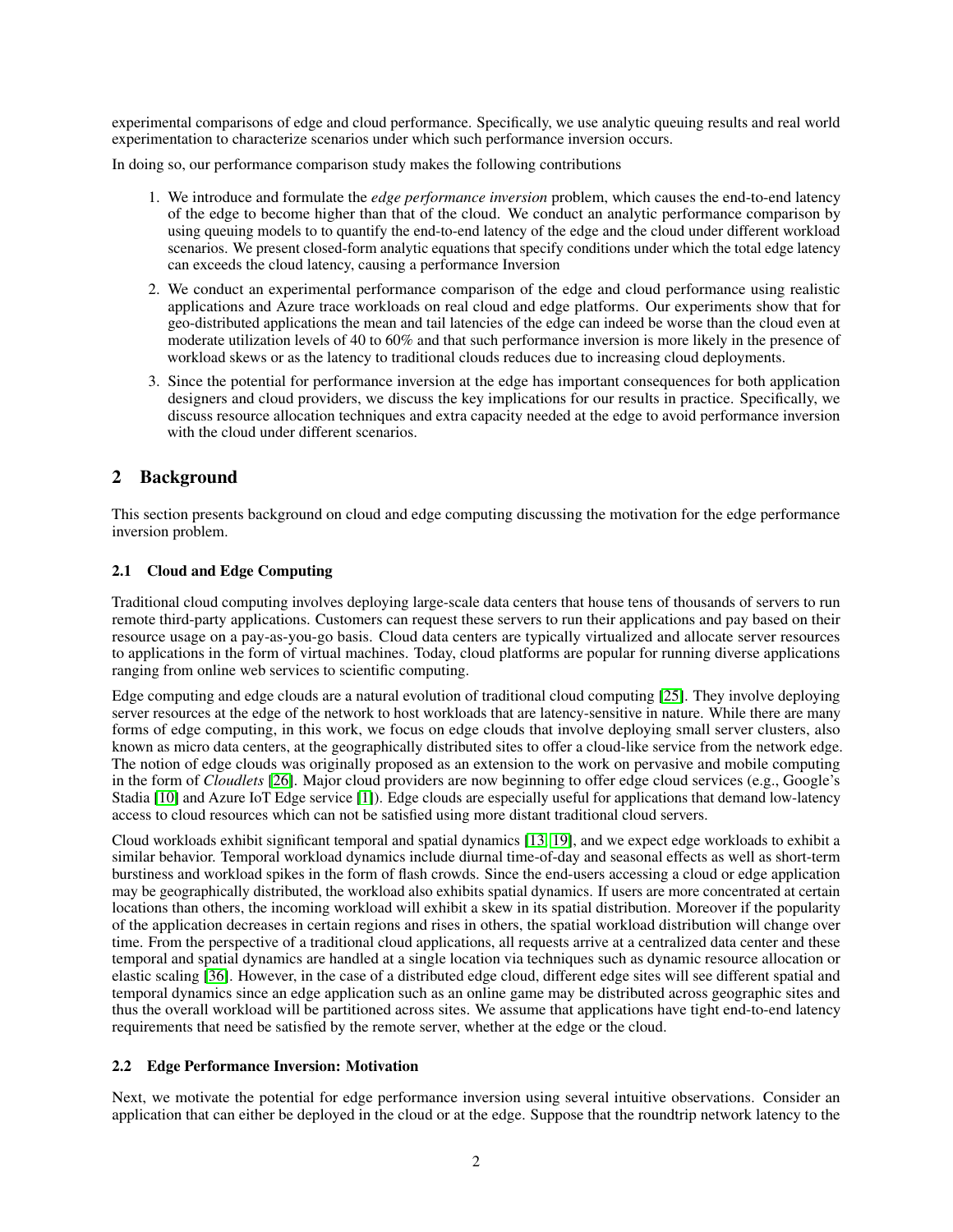experimental comparisons of edge and cloud performance. Specifically, we use analytic queuing results and real world experimentation to characterize scenarios under which such performance inversion occurs.

In doing so, our performance comparison study makes the following contributions

1. We introduce and formulate the *edge performance inversion* problem, which causes the end-to-end latency of the edge to become higher than that of the cloud. We conduct an analytic performance comparison by using queuing models to to quantify the end-to-end latency of the edge and the cloud under different workload scenarios. We present closed-form analytic equations that specify conditions under which the total edge latency can exceeds the cloud latency, causing a performance Inversion
2. We conduct an experimental performance comparison of the edge and cloud performance using realistic applications and Azure trace workloads on real cloud and edge platforms. Our experiments show that for geo-distributed applications the mean and tail latencies of the edge can indeed be worse than the cloud even at moderate utilization levels of 40 to 60% and that such performance inversion is more likely in the presence of workload skews or as the latency to traditional clouds reduces due to increasing cloud deployments.
3. Since the potential for performance inversion at the edge has important consequences for both application designers and cloud providers, we discuss the key implications for our results in practice. Specifically, we discuss resource allocation techniques and extra capacity needed at the edge to avoid performance inversion with the cloud under different scenarios.

## 2 Background

This section presents background on cloud and edge computing discussing the motivation for the edge performance inversion problem.

### 2.1 Cloud and Edge Computing

Traditional cloud computing involves deploying large-scale data centers that house tens of thousands of servers to run remote third-party applications. Customers can request these servers to run their applications and pay based on their resource usage on a pay-as-you-go basis. Cloud data centers are typically virtualized and allocate server resources to applications in the form of virtual machines. Today, cloud platforms are popular for running diverse applications ranging from online web services to scientific computing.

Edge computing and edge clouds are a natural evolution of traditional cloud computing [25]. They involve deploying server resources at the edge of the network to host workloads that are latency-sensitive in nature. While there are many forms of edge computing, in this work, we focus on edge clouds that involve deploying small server clusters, also known as micro data centers, at the geographically distributed sites to offer a cloud-like service from the network edge. The notion of edge clouds was originally proposed as an extension to the work on pervasive and mobile computing in the form of *Cloudlets* [26]. Major cloud providers are now beginning to offer edge cloud services (e.g., Google's Stadia [10] and Azure IoT Edge service [1]). Edge clouds are especially useful for applications that demand low-latency access to cloud resources which can not be satisfied using more distant traditional cloud servers.

Cloud workloads exhibit significant temporal and spatial dynamics [13, 19], and we expect edge workloads to exhibit a similar behavior. Temporal workload dynamics include diurnal time-of-day and seasonal effects as well as short-term burstiness and workload spikes in the form of flash crowds. Since the end-users accessing a cloud or edge application may be geographically distributed, the workload also exhibits spatial dynamics. If users are more concentrated at certain locations than others, the incoming workload will exhibit a skew in its spatial distribution. Moreover if the popularity of the application decreases in certain regions and rises in others, the spatial workload distribution will change over time. From the perspective of a traditional cloud applications, all requests arrive at a centralized data center and these temporal and spatial dynamics are handled at a single location via techniques such as dynamic resource allocation or elastic scaling [36]. However, in the case of a distributed edge cloud, different edge sites will see different spatial and temporal dynamics since an edge application such as an online game may be distributed across geographic sites and thus the overall workload will be partitioned across sites. We assume that applications have tight end-to-end latency requirements that need be satisfied by the remote server, whether at the edge or the cloud.

### 2.2 Edge Performance Inversion: Motivation

Next, we motivate the potential for edge performance inversion using several intuitive observations. Consider an application that can either be deployed in the cloud or at the edge. Suppose that the roundtrip network latency to the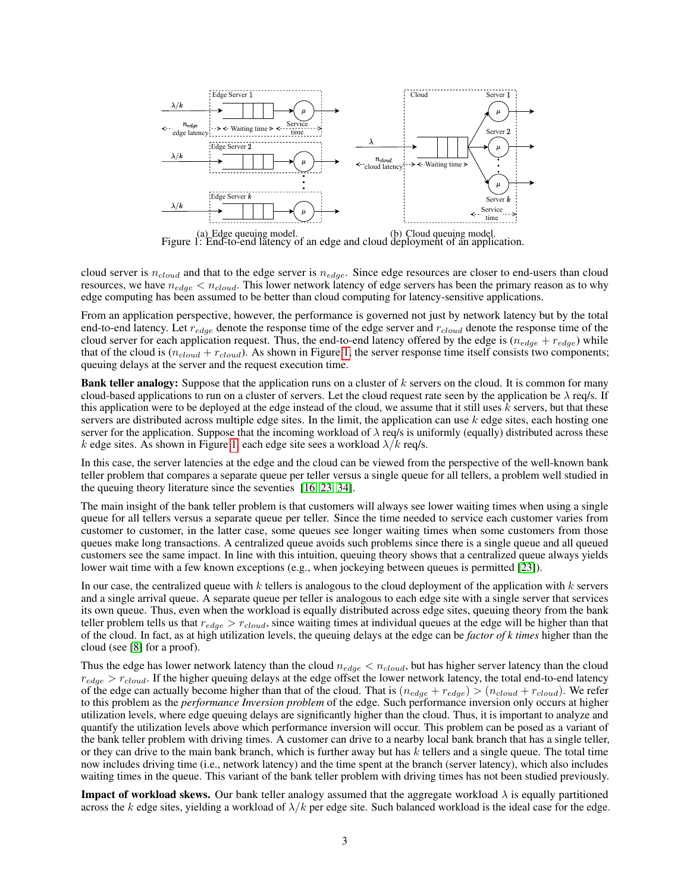Figure 1: End-to-end latency of an edge and cloud deployment of an application. (a) Edge queuing model. (b) Cloud queuing model.

cloud server is $n_{cloud}$ and that to the edge server is $n_{edge}$. Since edge resources are closer to end-users than cloud resources, we have $n_{edge} < n_{cloud}$. This lower network latency of edge servers has been the primary reason as to why edge computing has been assumed to be better than cloud computing for latency-sensitive applications.

From an application perspective, however, the performance is governed not just by network latency but by the total end-to-end latency. Let $r_{edge}$ denote the response time of the edge server and $r_{cloud}$ denote the response time of the cloud server for each application request. Thus, the end-to-end latency offered by the edge is $(n_{edge} + r_{edge})$ while that of the cloud is $(n_{cloud} + r_{cloud})$. As shown in Figure 1, the server response time itself consists two components; queuing delays at the server and the request execution time.

**Bank teller analogy:** Suppose that the application runs on a cluster of $k$ servers on the cloud. It is common for many cloud-based applications to run on a cluster of servers. Let the cloud request rate seen by the application be $\lambda$ req/s. If this application were to be deployed at the edge instead of the cloud, we assume that it still uses $k$ servers, but that these servers are distributed across multiple edge sites. In the limit, the application can use $k$ edge sites, each hosting one server for the application. Suppose that the incoming workload of $\lambda$ req/s is uniformly (equally) distributed across these $k$ edge sites. As shown in Figure 1, each edge site sees a workload $\lambda/k$ req/s.

In this case, the server latencies at the edge and the cloud can be viewed from the perspective of the well-known bank teller problem that compares a separate queue per teller versus a single queue for all tellers, a problem well studied in the queuing theory literature since the seventies [16, 23, 34].

The main insight of the bank teller problem is that customers will always see lower waiting times when using a single queue for all tellers versus a separate queue per teller. Since the time needed to service each customer varies from customer to customer, in the latter case, some queues see longer waiting times when some customers from those queues make long transactions. A centralized queue avoids such problems since there is a single queue and all queued customers see the same impact. In line with this intuition, queuing theory shows that a centralized queue always yields lower wait time with a few known exceptions (e.g., when jockeying between queues is permitted [23]).

In our case, the centralized queue with $k$ tellers is analogous to the cloud deployment of the application with $k$ servers and a single arrival queue. A separate queue per teller is analogous to each edge site with a single server that services its own queue. Thus, even when the workload is equally distributed across edge sites, queuing theory from the bank teller problem tells us that $r_{edge} > r_{cloud}$, since waiting times at individual queues at the edge will be higher than that of the cloud. In fact, as at high utilization levels, the queuing delays at the edge can be *factor of k times* higher than the cloud (see [8] for a proof).

Thus the edge has lower network latency than the cloud $n_{edge} < n_{cloud}$, but has higher server latency than the cloud $r_{edge} > r_{cloud}$. If the higher queuing delays at the edge offset the lower network latency, the total end-to-end latency of the edge can actually become higher than that of the cloud. That is $(n_{edge} + r_{edge}) > (n_{cloud} + r_{cloud})$. We refer to this problem as the *performance Inversion problem* of the edge. Such performance inversion only occurs at higher utilization levels, where edge queuing delays are significantly higher than the cloud. Thus, it is important to analyze and quantify the utilization levels above which performance inversion will occur. This problem can be posed as a variant of the bank teller problem with driving times. A customer can drive to a nearby local bank branch that has a single teller, or they can drive to the main bank branch, which is further away but has $k$ tellers and a single queue. The total time now includes driving time (i.e., network latency) and the time spent at the branch (server latency), which also includes waiting times in the queue. This variant of the bank teller problem with driving times has not been studied previously.

**Impact of workload skews.** Our bank teller analogy assumed that the aggregate workload $\lambda$ is equally partitioned across the $k$ edge sites, yielding a workload of $\lambda/k$ per edge site. Such balanced workload is the ideal case for the edge.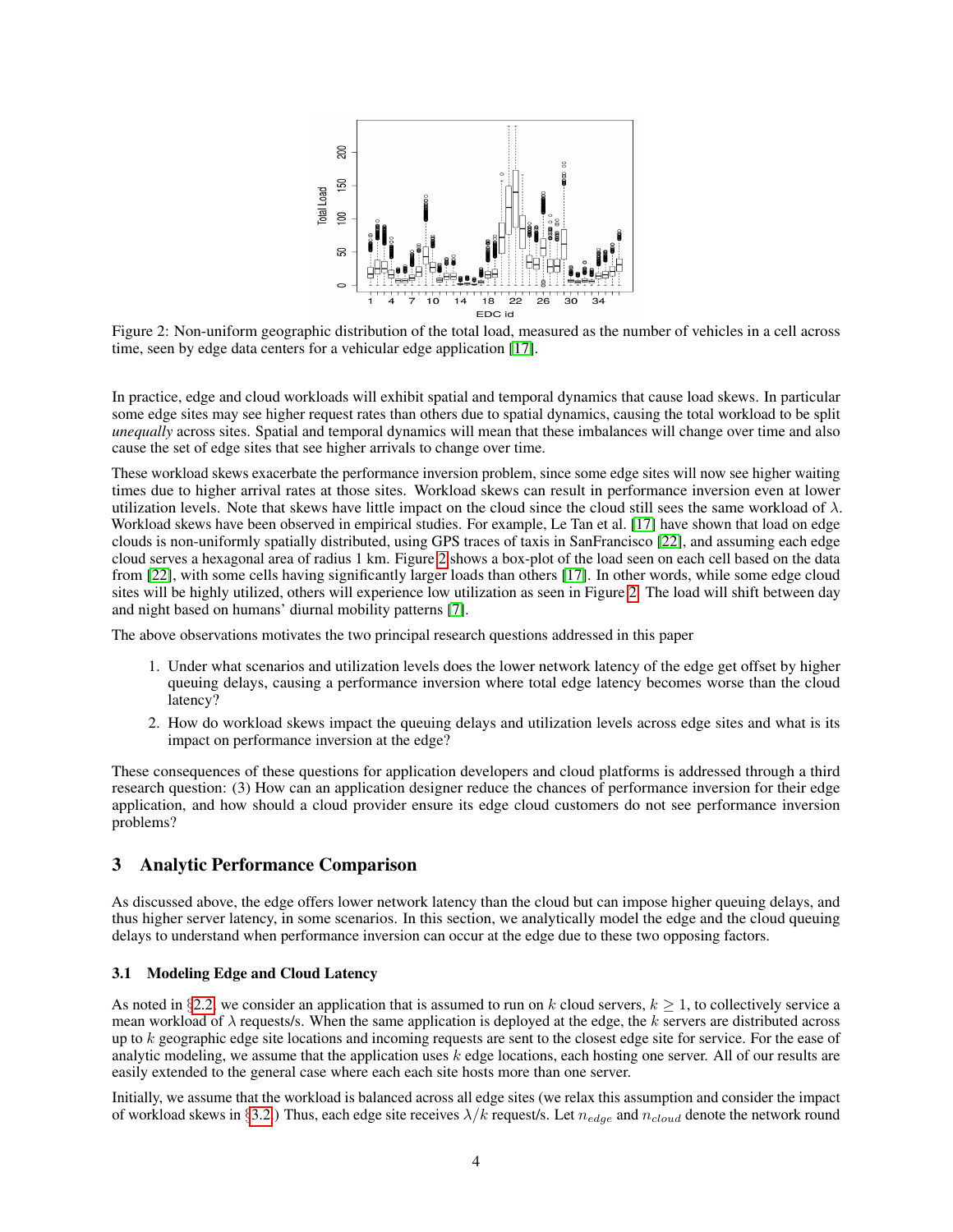Figure 2: Non-uniform geographic distribution of the total load, measured as the number of vehicles in a cell across time, seen by edge data centers for a vehicular edge application [17].

In practice, edge and cloud workloads will exhibit spatial and temporal dynamics that cause load skews. In particular some edge sites may see higher request rates than others due to spatial dynamics, causing the total workload to be split *unequally* across sites. Spatial and temporal dynamics will mean that these imbalances will change over time and also cause the set of edge sites that see higher arrivals to change over time.

These workload skews exacerbate the performance inversion problem, since some edge sites will now see higher waiting times due to higher arrival rates at those sites. Workload skews can result in performance inversion even at lower utilization levels. Note that skews have little impact on the cloud since the cloud still sees the same workload of $\lambda$. Workload skews have been observed in empirical studies. For example, Le Tan et al. [17] have shown that load on edge clouds is non-uniformly spatially distributed, using GPS traces of taxis in SanFrancisco [22], and assuming each edge cloud serves a hexagonal area of radius 1 km. Figure 2 shows a box-plot of the load seen on each cell based on the data from [22], with some cells having significantly larger loads than others [17]. In other words, while some edge cloud sites will be highly utilized, others will experience low utilization as seen in Figure 2. The load will shift between day and night based on humans' diurnal mobility patterns [7].

The above observations motivates the two principal research questions addressed in this paper

1. Under what scenarios and utilization levels does the lower network latency of the edge get offset by higher queuing delays, causing a performance inversion where total edge latency becomes worse than the cloud latency?
2. How do workload skews impact the queuing delays and utilization levels across edge sites and what is its impact on performance inversion at the edge?

These consequences of these questions for application developers and cloud platforms is addressed through a third research question: (3) How can an application designer reduce the chances of performance inversion for their edge application, and how should a cloud provider ensure its edge cloud customers do not see performance inversion problems?

## 3 Analytic Performance Comparison

As discussed above, the edge offers lower network latency than the cloud but can impose higher queuing delays, and thus higher server latency, in some scenarios. In this section, we analytically model the edge and the cloud queuing delays to understand when performance inversion can occur at the edge due to these two opposing factors.

### 3.1 Modeling Edge and Cloud Latency

As noted in §2.2, we consider an application that is assumed to run on $k$ cloud servers, $k \geq 1$, to collectively service a mean workload of $\lambda$ requests/s. When the same application is deployed at the edge, the $k$ servers are distributed across up to $k$ geographic edge site locations and incoming requests are sent to the closest edge site for service. For the ease of analytic modeling, we assume that the application uses $k$ edge locations, each hosting one server. All of our results are easily extended to the general case where each each site hosts more than one server.

Initially, we assume that the workload is balanced across all edge sites (we relax this assumption and consider the impact of workload skews in §3.2) Thus, each edge site receives $\lambda/k$ request/s. Let $n_{edge}$ and $n_{cloud}$ denote the network round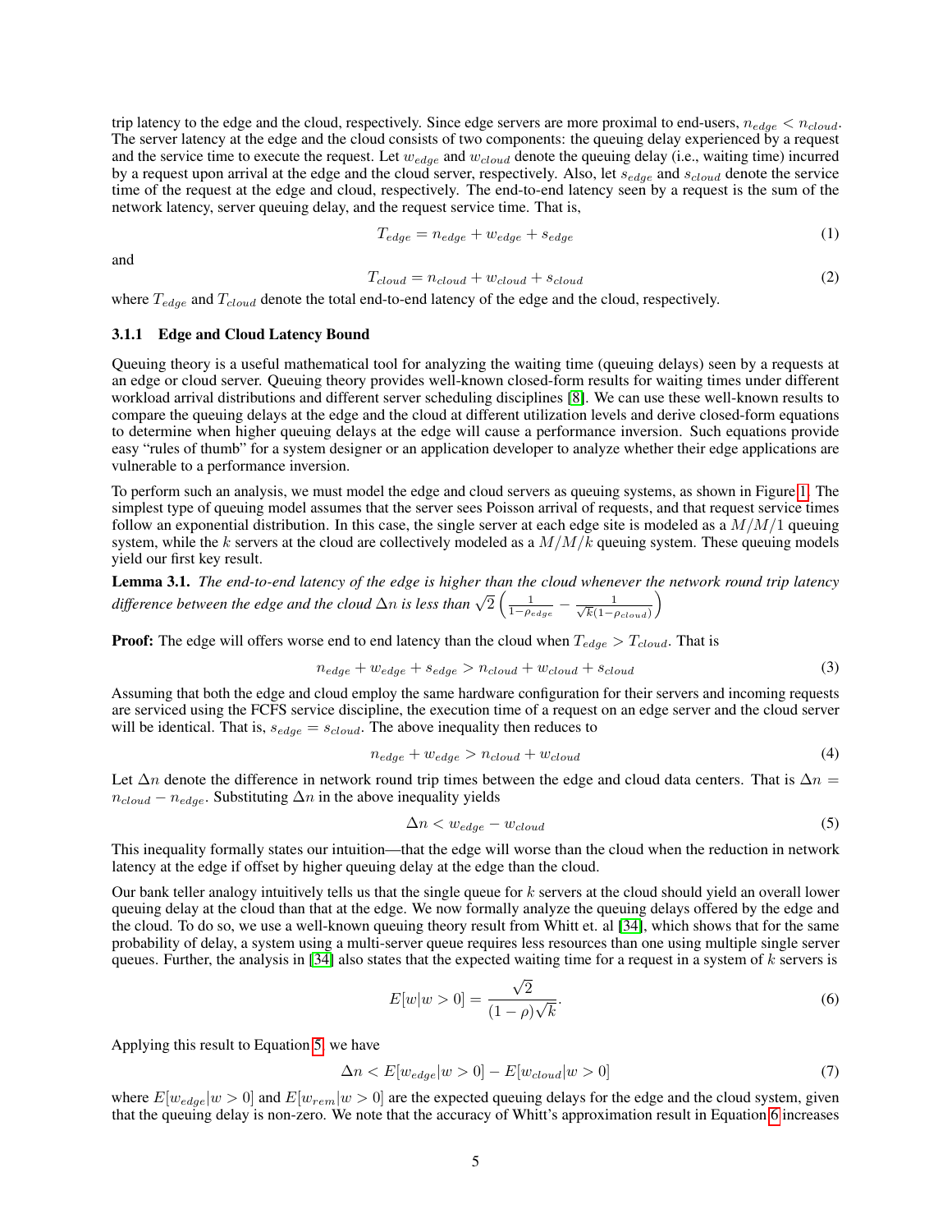trip latency to the edge and the cloud, respectively. Since edge servers are more proximal to end-users, $n_{edge} < n_{cloud}$. The server latency at the edge and the cloud consists of two components: the queuing delay experienced by a request and the service time to execute the request. Let $w_{edge}$ and $w_{cloud}$ denote the queuing delay (i.e., waiting time) incurred by a request upon arrival at the edge and the cloud server, respectively. Also, let $s_{edge}$ and $s_{cloud}$ denote the service time of the request at the edge and cloud, respectively. The end-to-end latency seen by a request is the sum of the network latency, server queuing delay, and the request service time. That is,

$$T_{edge} = n_{edge} + w_{edge} + s_{edge} \tag{1}$$

and

$$T_{cloud} = n_{cloud} + w_{cloud} + s_{cloud} \tag{2}$$

where $T_{edge}$ and $T_{cloud}$ denote the total end-to-end latency of the edge and the cloud, respectively.

### 3.1.1 Edge and Cloud Latency Bound

Queuing theory is a useful mathematical tool for analyzing the waiting time (queuing delays) seen by a requests at an edge or cloud server. Queuing theory provides well-known closed-form results for waiting times under different workload arrival distributions and different server scheduling disciplines [8]. We can use these well-known results to compare the queuing delays at the edge and the cloud at different utilization levels and derive closed-form equations to determine when higher queuing delays at the edge will cause a performance inversion. Such equations provide easy "rules of thumb" for a system designer or an application developer to analyze whether their edge applications are vulnerable to a performance inversion.

To perform such an analysis, we must model the edge and cloud servers as queuing systems, as shown in Figure 1. The simplest type of queuing model assumes that the server sees Poisson arrival of requests, and that request service times follow an exponential distribution. In this case, the single server at each edge site is modeled as a $M/M/1$ queuing system, while the $k$ servers at the cloud are collectively modeled as a $M/M/k$ queuing system. These queuing models yield our first key result.

**Lemma 3.1.** *The end-to-end latency of the edge is higher than the cloud whenever the network round trip latency difference between the edge and the cloud $\Delta n$ is less than $\sqrt{2}\left(\frac{1}{1-\rho_{edge}} - \frac{1}{\sqrt{k}(1-\rho_{cloud})}\right)$*

**Proof:** The edge will offers worse end to end latency than the cloud when $T_{edge} > T_{cloud}$. That is

$$n_{edge} + w_{edge} + s_{edge} > n_{cloud} + w_{cloud} + s_{cloud} \tag{3}$$

Assuming that both the edge and cloud employ the same hardware configuration for their servers and incoming requests are serviced using the FCFS service discipline, the execution time of a request on an edge server and the cloud server will be identical. That is, $s_{edge} = s_{cloud}$. The above inequality then reduces to

$$n_{edge} + w_{edge} > n_{cloud} + w_{cloud} \tag{4}$$

Let $\Delta n$ denote the difference in network round trip times between the edge and cloud data centers. That is $\Delta n = n_{cloud} - n_{edge}$. Substituting $\Delta n$ in the above inequality yields

$$\Delta n < w_{edge} - w_{cloud} \tag{5}$$

This inequality formally states our intuition—that the edge will worse than the cloud when the reduction in network latency at the edge if offset by higher queuing delay at the edge than the cloud.

Our bank teller analogy intuitively tells us that the single queue for $k$ servers at the cloud should yield an overall lower queuing delay at the cloud than that at the edge. We now formally analyze the queuing delays offered by the edge and the cloud. To do so, we use a well-known queuing theory result from Whitt et. al [34], which shows that for the same probability of delay, a system using a multi-server queue requires less resources than one using multiple single server queues. Further, the analysis in [34] also states that the expected waiting time for a request in a system of $k$ servers is

$$E[w|w > 0] = \frac{\sqrt{2}}{(1-\rho)\sqrt{k}}. \tag{6}$$

Applying this result to Equation 5, we have

$$\Delta n < E[w_{edge}|w > 0] - E[w_{cloud}|w > 0] \tag{7}$$

where $E[w_{edge}|w > 0]$ and $E[w_{rem}|w > 0]$ are the expected queuing delays for the edge and the cloud system, given that the queuing delay is non-zero. We note that the accuracy of Whitt's approximation result in Equation 6 increases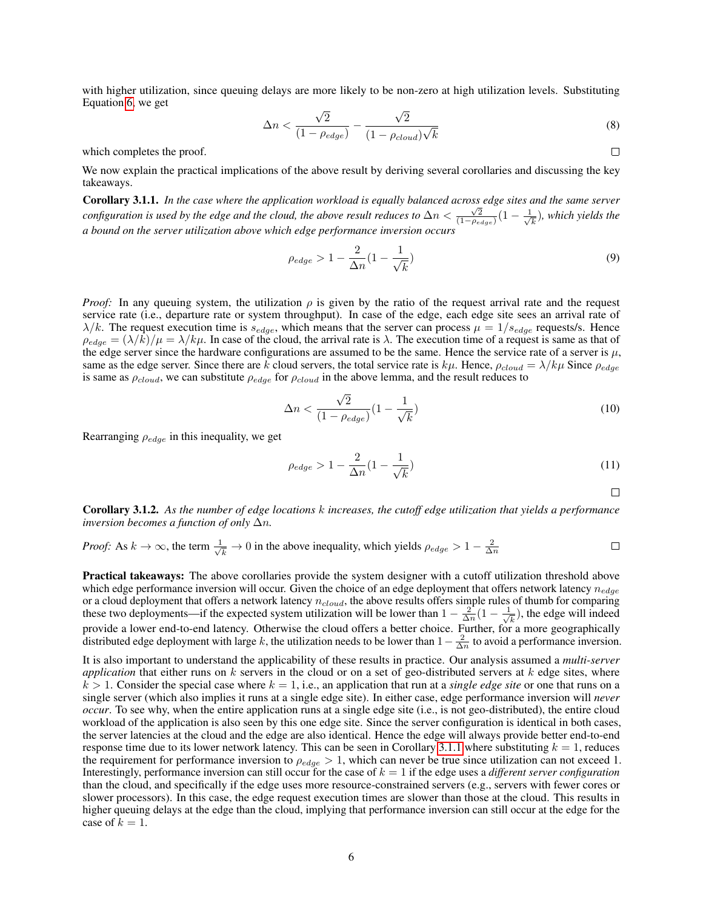with higher utilization, since queuing delays are more likely to be non-zero at high utilization levels. Substituting Equation 6, we get

$$\Delta n < \frac{\sqrt{2}}{(1-\rho_{edge})} - \frac{\sqrt{2}}{(1-\rho_{cloud})\sqrt{k}} \tag{8}$$

which completes the proof. □

We now explain the practical implications of the above result by deriving several corollaries and discussing the key takeaways.

**Corollary 3.1.1.** *In the case where the application workload is equally balanced across edge sites and the same server configuration is used by the edge and the cloud, the above result reduces to* $\Delta n < \frac{\sqrt{2}}{(1-\rho_{edge})}(1 - \frac{1}{\sqrt{k}})$*, which yields the a bound on the server utilization above which edge performance inversion occurs*

$$\rho_{edge} > 1 - \frac{2}{\Delta n}(1 - \frac{1}{\sqrt{k}}) \tag{9}$$

*Proof:* In any queuing system, the utilization $\rho$ is given by the ratio of the request arrival rate and the request service rate (i.e., departure rate or system throughput). In case of the edge, each edge site sees an arrival rate of $\lambda/k$. The request execution time is $s_{edge}$, which means that the server can process $\mu = 1/s_{edge}$ requests/s. Hence $\rho_{edge} = (\lambda/k)/\mu = \lambda/k\mu$. In case of the cloud, the arrival rate is $\lambda$. The execution time of a request is same as that of the edge server since the hardware configurations are assumed to be the same. Hence the service rate of a server is $\mu$, same as the edge server. Since there are $k$ cloud servers, the total service rate is $k\mu$. Hence, $\rho_{cloud} = \lambda/k\mu$ Since $\rho_{edge}$ is same as $\rho_{cloud}$, we can substitute $\rho_{edge}$ for $\rho_{cloud}$ in the above lemma, and the result reduces to

$$\Delta n < \frac{\sqrt{2}}{(1-\rho_{edge})}(1 - \frac{1}{\sqrt{k}}) \tag{10}$$

Rearranging $\rho_{edge}$ in this inequality, we get

$$\rho_{edge} > 1 - \frac{2}{\Delta n}(1 - \frac{1}{\sqrt{k}}) \tag{11}$$

□

**Corollary 3.1.2.** *As the number of edge locations $k$ increases, the cutoff edge utilization that yields a performance inversion becomes a function of only $\Delta n$.*

*Proof:* As $k \to \infty$, the term $\frac{1}{\sqrt{k}} \to 0$ in the above inequality, which yields $\rho_{edge} > 1 - \frac{2}{\Delta n}$ □

**Practical takeaways:** The above corollaries provide the system designer with a cutoff utilization threshold above which edge performance inversion will occur. Given the choice of an edge deployment that offers network latency $n_{edge}$ or a cloud deployment that offers a network latency $n_{cloud}$, the above results offers simple rules of thumb for comparing these two deployments—if the expected system utilization will be lower than $1 - \frac{2}{\Delta n}(1 - \frac{1}{\sqrt{k}})$, the edge will indeed provide a lower end-to-end latency. Otherwise the cloud offers a better choice. Further, for a more geographically distributed edge deployment with large $k$, the utilization needs to be lower than $1 - \frac{2}{\Delta n}$ to avoid a performance inversion.

It is also important to understand the applicability of these results in practice. Our analysis assumed a *multi-server application* that either runs on $k$ servers in the cloud or on a set of geo-distributed servers at $k$ edge sites, where $k > 1$. Consider the special case where $k = 1$, i.e., an application that run at a *single edge site* or one that runs on a single server (which also implies it runs at a single edge site). In either case, edge performance inversion will *never occur*. To see why, when the entire application runs at a single edge site (i.e., is not geo-distributed), the entire cloud workload of the application is also seen by this one edge site. Since the server configuration is identical in both cases, the server latencies at the cloud and the edge are also identical. Hence the edge will always provide better end-to-end response time due to its lower network latency. This can be seen in Corollary 3.1.1 where substituting $k = 1$, reduces the requirement for performance inversion to $\rho_{edge} > 1$, which can never be true since utilization can not exceed 1. Interestingly, performance inversion can still occur for the case of $k = 1$ if the edge uses a *different server configuration* than the cloud, and specifically if the edge uses more resource-constrained servers (e.g., servers with fewer cores or slower processors). In this case, the edge request execution times are slower than those at the cloud. This results in higher queuing delays at the edge than the cloud, implying that performance inversion can still occur at the edge for the case of $k = 1$.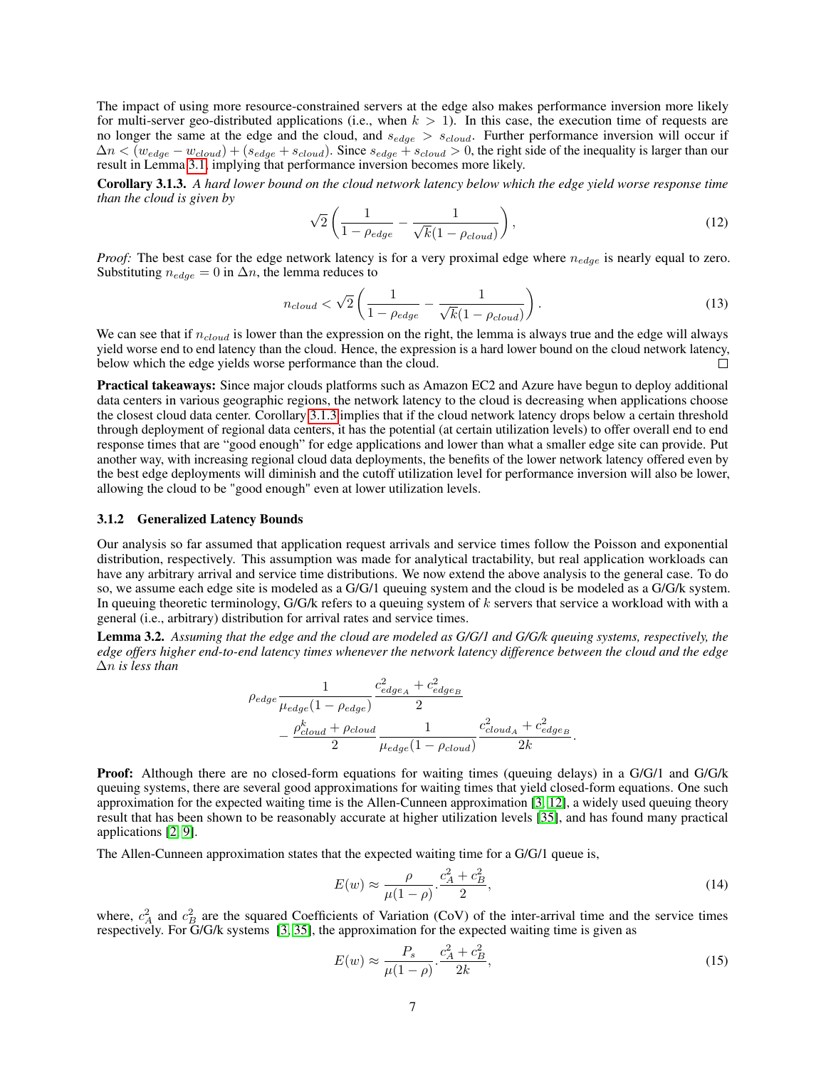The impact of using more resource-constrained servers at the edge also makes performance inversion more likely for multi-server geo-distributed applications (i.e., when $k > 1$). In this case, the execution time of requests are no longer the same at the edge and the cloud, and $s_{edge} > s_{cloud}$. Further performance inversion will occur if $\Delta n < (w_{edge} - w_{cloud}) + (s_{edge} + s_{cloud})$. Since $s_{edge} + s_{cloud} > 0$, the right side of the inequality is larger than our result in Lemma 3.1, implying that performance inversion becomes more likely.

**Corollary 3.1.3.** *A hard lower bound on the cloud network latency below which the edge yield worse response time than the cloud is given by*

$$\sqrt{2}\left(\frac{1}{1-\rho_{edge}} - \frac{1}{\sqrt{k}(1-\rho_{cloud})}\right), \tag{12}$$

*Proof:* The best case for the edge network latency is for a very proximal edge where $n_{edge}$ is nearly equal to zero. Substituting $n_{edge} = 0$ in $\Delta n$, the lemma reduces to

$$n_{cloud} < \sqrt{2}\left(\frac{1}{1-\rho_{edge}} - \frac{1}{\sqrt{k}(1-\rho_{cloud})}\right). \tag{13}$$

We can see that if $n_{cloud}$ is lower than the expression on the right, the lemma is always true and the edge will always yield worse end to end latency than the cloud. Hence, the expression is a hard lower bound on the cloud network latency, below which the edge yields worse performance than the cloud. □

**Practical takeaways:** Since major clouds platforms such as Amazon EC2 and Azure have begun to deploy additional data centers in various geographic regions, the network latency to the cloud is decreasing when applications choose the closest cloud data center. Corollary 3.1.3 implies that if the cloud network latency drops below a certain threshold through deployment of regional data centers, it has the potential (at certain utilization levels) to offer overall end to end response times that are "good enough" for edge applications and lower than what a smaller edge site can provide. Put another way, with increasing regional cloud data deployments, the benefits of the lower network latency offered even by the best edge deployments will diminish and the cutoff utilization level for performance inversion will also be lower, allowing the cloud to be "good enough" even at lower utilization levels.

### 3.1.2 Generalized Latency Bounds

Our analysis so far assumed that application request arrivals and service times follow the Poisson and exponential distribution, respectively. This assumption was made for analytical tractability, but real application workloads can have any arbitrary arrival and service time distributions. We now extend the above analysis to the general case. To do so, we assume each edge site is modeled as a G/G/1 queuing system and the cloud is be modeled as a G/G/k system. In queuing theoretic terminology, G/G/k refers to a queuing system of $k$ servers that service a workload with with a general (i.e., arbitrary) distribution for arrival rates and service times.

**Lemma 3.2.** *Assuming that the edge and the cloud are modeled as G/G/1 and G/G/k queuing systems, respectively, the edge offers higher end-to-end latency times whenever the network latency difference between the cloud and the edge $\Delta n$ is less than*

$$\rho_{edge}\frac{1}{\mu_{edge}(1-\rho_{edge})}\frac{c^2_{edge_A}+c^2_{edge_B}}{2} - \frac{\rho^k_{cloud}+\rho_{cloud}}{2}\frac{1}{\mu_{edge}(1-\rho_{cloud})}\frac{c^2_{cloud_A}+c^2_{edge_B}}{2k}.$$

**Proof:** Although there are no closed-form equations for waiting times (queuing delays) in a G/G/1 and G/G/k queuing systems, there are several good approximations for waiting times that yield closed-form equations. One such approximation for the expected waiting time is the Allen-Cunneen approximation [3, 12], a widely used queuing theory result that has been shown to be reasonably accurate at higher utilization levels [35], and has found many practical applications [2, 9].

The Allen-Cunneen approximation states that the expected waiting time for a G/G/1 queue is,

$$E(w) \approx \frac{\rho}{\mu(1-\rho)}.\frac{c^2_A+c^2_B}{2}, \tag{14}$$

where, $c^2_A$ and $c^2_B$ are the squared Coefficients of Variation (CoV) of the inter-arrival time and the service times respectively. For G/G/k systems [3, 35], the approximation for the expected waiting time is given as

$$E(w) \approx \frac{P_s}{\mu(1-\rho)}.\frac{c^2_A+c^2_B}{2k}, \tag{15}$$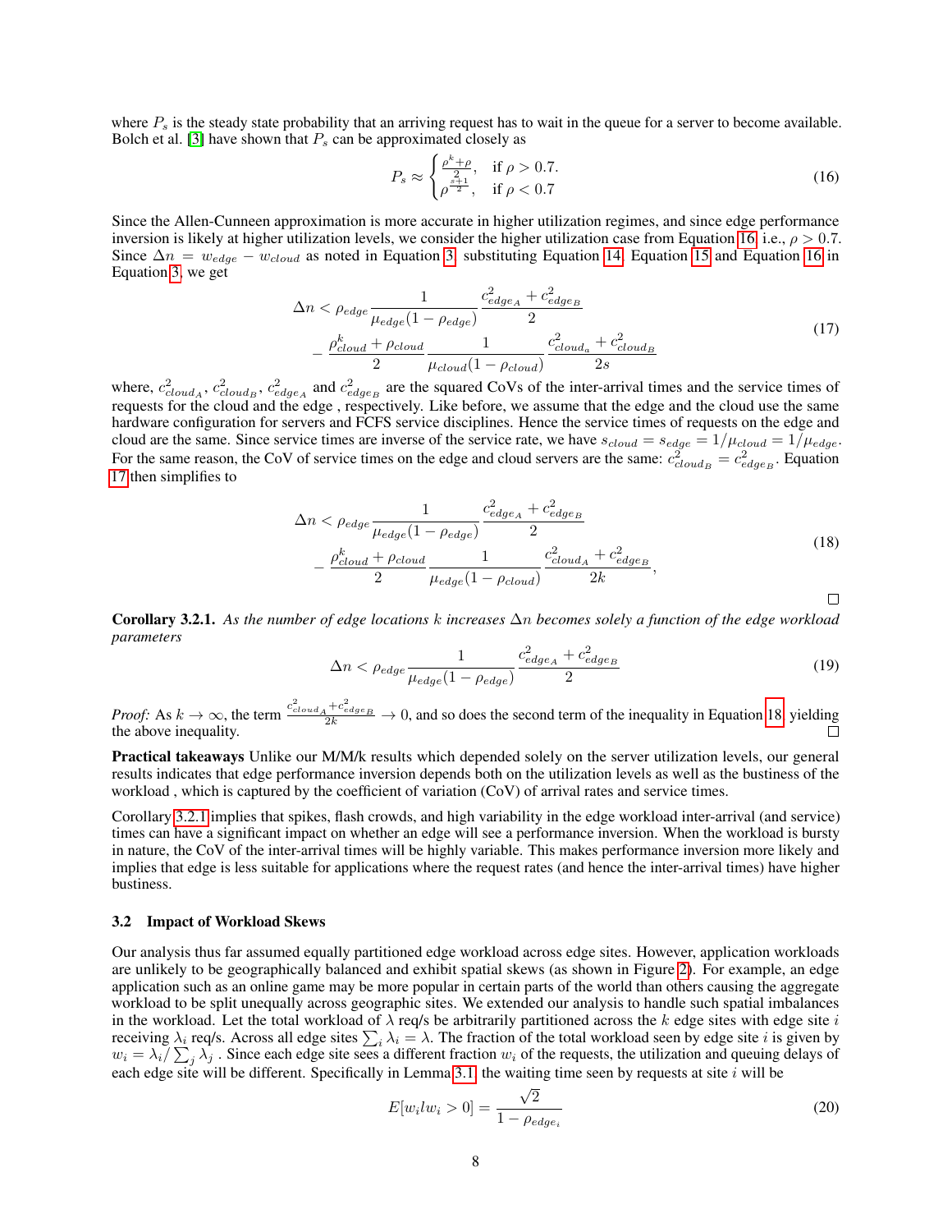where $P_s$ is the steady state probability that an arriving request has to wait in the queue for a server to become available. Bolch et al. [3] have shown that $P_s$ can be approximated closely as

$$P_s \approx \begin{cases} \frac{\rho^k + \rho}{2}, & \text{if } \rho > 0.7. \\ \rho^{\frac{s+1}{2}}, & \text{if } \rho < 0.7 \end{cases} \tag{16}$$

Since the Allen-Cunneen approximation is more accurate in higher utilization regimes, and since edge performance inversion is likely at higher utilization levels, we consider the higher utilization case from Equation 16 i.e., $\rho > 0.7$. Since $\Delta n = w_{edge} - w_{cloud}$ as noted in Equation 3, substituting Equation 14, Equation 15 and Equation 16 in Equation 3, we get

$$\Delta n < \rho_{edge} \frac{1}{\mu_{edge}(1-\rho_{edge})} \frac{c^2_{edge_A} + c^2_{edge_B}}{2} - \frac{\rho^k_{cloud} + \rho_{cloud}}{2} \frac{1}{\mu_{cloud}(1-\rho_{cloud})} \frac{c^2_{cloud_a} + c^2_{cloud_B}}{2s} \tag{17}$$

where, $c^2_{cloud_A}$, $c^2_{cloud_B}$, $c^2_{edge_A}$ and $c^2_{edge_B}$ are the squared CoVs of the inter-arrival times and the service times of requests for the cloud and the edge , respectively. Like before, we assume that the edge and the cloud use the same hardware configuration for servers and FCFS service disciplines. Hence the service times of requests on the edge and cloud are the same. Since service times are inverse of the service rate, we have $s_{cloud} = s_{edge} = 1/\mu_{cloud} = 1/\mu_{edge}$. For the same reason, the CoV of service times on the edge and cloud servers are the same: $c^2_{cloud_B} = c^2_{edge_B}$. Equation 17 then simplifies to

$$\Delta n < \rho_{edge} \frac{1}{\mu_{edge}(1-\rho_{edge})} \frac{c^2_{edge_A} + c^2_{edge_B}}{2} - \frac{\rho^k_{cloud} + \rho_{cloud}}{2} \frac{1}{\mu_{edge}(1-\rho_{cloud})} \frac{c^2_{cloud_A} + c^2_{edge_B}}{2k}, \tag{18}$$

□

**Corollary 3.2.1.** *As the number of edge locations $k$ increases $\Delta n$ becomes solely a function of the edge workload parameters*

$$\Delta n < \rho_{edge} \frac{1}{\mu_{edge}(1-\rho_{edge})} \frac{c^2_{edge_A} + c^2_{edge_B}}{2} \tag{19}$$

*Proof:* As $k \to \infty$, the term $\frac{c^2_{cloud_A} + c^2_{edge_B}}{2k} \to 0$, and so does the second term of the inequality in Equation 18, yielding the above inequality. □

**Practical takeaways** Unlike our M/M/k results which depended solely on the server utilization levels, our general results indicates that edge performance inversion depends both on the utilization levels as well as the business of the workload , which is captured by the coefficient of variation (CoV) of arrival rates and service times.

Corollary 3.2.1 implies that spikes, flash crowds, and high variability in the edge workload inter-arrival (and service) times can have a significant impact on whether an edge will see a performance inversion. When the workload is bursty in nature, the CoV of the inter-arrival times will be highly variable. This makes performance inversion more likely and implies that edge is less suitable for applications where the request rates (and hence the inter-arrival times) have higher bustiness.

### 3.2 Impact of Workload Skews

Our analysis thus far assumed equally partitioned edge workload across edge sites. However, application workloads are unlikely to be geographically balanced and exhibit spatial skews (as shown in Figure 2). For example, an edge application such as an online game may be more popular in certain parts of the world than others causing the aggregate workload to be split unequally across geographic sites. We extended our analysis to handle such spatial imbalances in the workload. Let the total workload of $\lambda$ req/s be arbitrarily partitioned across the $k$ edge sites with edge site $i$ receiving $\lambda_i$ req/s. Across all edge sites $\sum_i \lambda_i = \lambda$. The fraction of the total workload seen by edge site $i$ is given by $w_i = \lambda_i / \sum_j \lambda_j$ . Since each edge site sees a different fraction $w_i$ of the requests, the utilization and queuing delays of each edge site will be different. Specifically in Lemma 3.1, the waiting time seen by requests at site $i$ will be

$$E[w_i l w_i > 0] = \frac{\sqrt{2}}{1 - \rho_{edge_i}} \tag{20}$$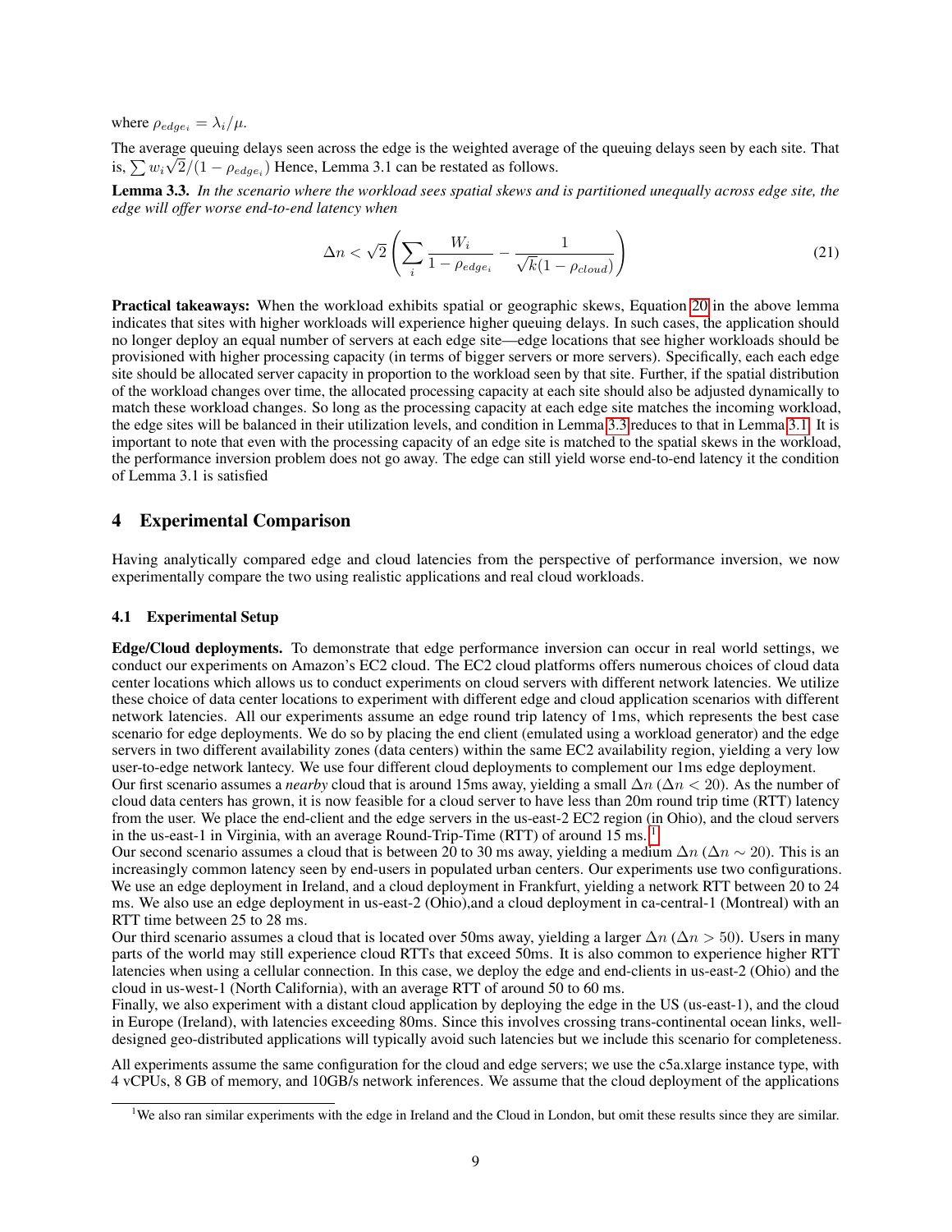where $\rho_{edge_i} = \lambda_i/\mu$.

The average queuing delays seen across the edge is the weighted average of the queuing delays seen by each site. That is, $\sum w_i \sqrt{2}/(1 - \rho_{edge_i})$ Hence, Lemma 3.1 can be restated as follows.

**Lemma 3.3.** *In the scenario where the workload sees spatial skews and is partitioned unequally across edge site, the edge will offer worse end-to-end latency when*

$$\Delta n < \sqrt{2} \left( \sum_i \frac{W_i}{1 - \rho_{edge_i}} - \frac{1}{\sqrt{k}(1 - \rho_{cloud})} \right) \tag{21}$$

**Practical takeaways:** When the workload exhibits spatial or geographic skews, Equation 20 in the above lemma indicates that sites with higher workloads will experience higher queuing delays. In such cases, the application should no longer deploy an equal number of servers at each edge site—edge locations that see higher workloads should be provisioned with higher processing capacity (in terms of bigger servers or more servers). Specifically, each each edge site should be allocated server capacity in proportion to the workload seen by that site. Further, if the spatial distribution of the workload changes over time, the allocated processing capacity at each site should also be adjusted dynamically to match these workload changes. So long as the processing capacity at each edge site matches the incoming workload, the edge sites will be balanced in their utilization levels, and condition in Lemma 3.3 reduces to that in Lemma 3.1. It is important to note that even with the processing capacity of an edge site is matched to the spatial skews in the workload, the performance inversion problem does not go away. The edge can still yield worse end-to-end latency it the condition of Lemma 3.1 is satisfied

## 4 Experimental Comparison

Having analytically compared edge and cloud latencies from the perspective of performance inversion, we now experimentally compare the two using realistic applications and real cloud workloads.

### 4.1 Experimental Setup

**Edge/Cloud deployments.** To demonstrate that edge performance inversion can occur in real world settings, we conduct our experiments on Amazon's EC2 cloud. The EC2 cloud platforms offers numerous choices of cloud data center locations which allows us to conduct experiments on cloud servers with different network latencies. We utilize these choice of data center locations to experiment with different edge and cloud application scenarios with different network latencies. All our experiments assume an edge round trip latency of 1ms, which represents the best case scenario for edge deployments. We do so by placing the end client (emulated using a workload generator) and the edge servers in two different availability zones (data centers) within the same EC2 availability region, yielding a very low user-to-edge network lantecy. We use four different cloud deployments to complement our 1ms edge deployment.

Our first scenario assumes a *nearby* cloud that is around 15ms away, yielding a small $\Delta n$ ($\Delta n < 20$). As the number of cloud data centers has grown, it is now feasible for a cloud server to have less than 20m round trip time (RTT) latency from the user. We place the end-client and the edge servers in the us-east-2 EC2 region (in Ohio), and the cloud servers in the us-east-1 in Virginia, with an average Round-Trip-Time (RTT) of around 15 ms. [1]

Our second scenario assumes a cloud that is between 20 to 30 ms away, yielding a medium $\Delta n$ ($\Delta n \sim 20$). This is an increasingly common latency seen by end-users in populated urban centers. Our experiments use two configurations. We use an edge deployment in Ireland, and a cloud deployment in Frankfurt, yielding a network RTT between 20 to 24 ms. We also use an edge deployment in us-east-2 (Ohio),and a cloud deployment in ca-central-1 (Montreal) with an RTT time between 25 to 28 ms.

Our third scenario assumes a cloud that is located over 50ms away, yielding a larger $\Delta n$ ($\Delta n > 50$). Users in many parts of the world may still experience cloud RTTs that exceed 50ms. It is also common to experience higher RTT latencies when using a cellular connection. In this case, we deploy the edge and end-clients in us-east-2 (Ohio) and the cloud in us-west-1 (North California), with an average RTT of around 50 to 60 ms.

Finally, we also experiment with a distant cloud application by deploying the edge in the US (us-east-1), and the cloud in Europe (Ireland), with latencies exceeding 80ms. Since this involves crossing trans-continental ocean links, well-designed geo-distributed applications will typically avoid such latencies but we include this scenario for completeness.

All experiments assume the same configuration for the cloud and edge servers; we use the c5a.xlarge instance type, with 4 vCPUs, 8 GB of memory, and 10GB/s network inferences. We assume that the cloud deployment of the applications

[1] We also ran similar experiments with the edge in Ireland and the Cloud in London, but omit these results since they are similar.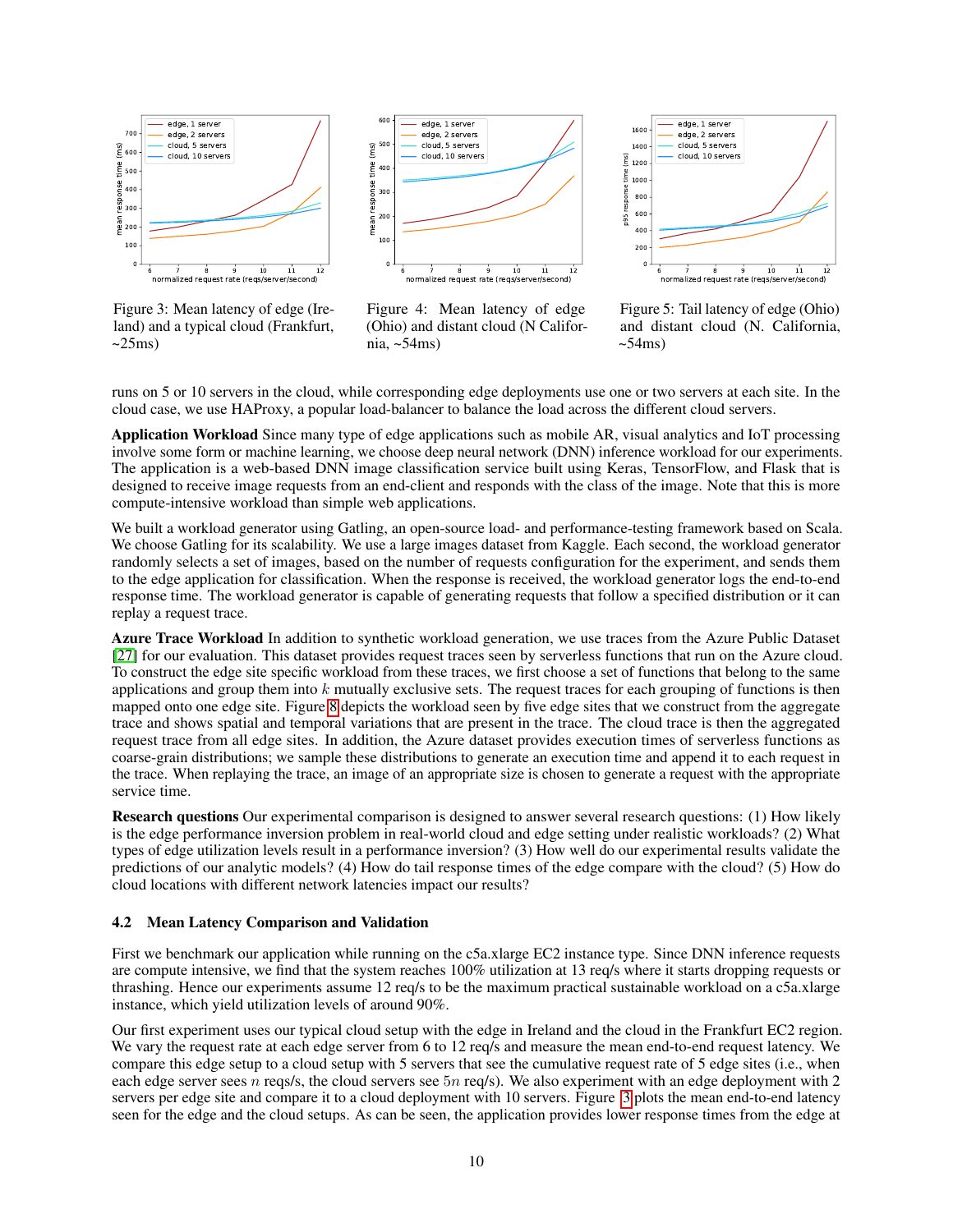Figure 3: Mean latency of edge (Ireland) and a typical cloud (Frankfurt, ~25ms)

Figure 4: Mean latency of edge (Ohio) and distant cloud (N California, ~54ms)

Figure 5: Tail latency of edge (Ohio) and distant cloud (N. California, ~54ms)

runs on 5 or 10 servers in the cloud, while corresponding edge deployments use one or two servers at each site. In the cloud case, we use HAProxy, a popular load-balancer to balance the load across the different cloud servers.

**Application Workload** Since many type of edge applications such as mobile AR, visual analytics and IoT processing involve some form or machine learning, we choose deep neural network (DNN) inference workload for our experiments. The application is a web-based DNN image classification service built using Keras, TensorFlow, and Flask that is designed to receive image requests from an end-client and responds with the class of the image. Note that this is more compute-intensive workload than simple web applications.

We built a workload generator using Gatling, an open-source load- and performance-testing framework based on Scala. We choose Gatling for its scalability. We use a large images dataset from Kaggle. Each second, the workload generator randomly selects a set of images, based on the number of requests configuration for the experiment, and sends them to the edge application for classification. When the response is received, the workload generator logs the end-to-end response time. The workload generator is capable of generating requests that follow a specified distribution or it can replay a request trace.

**Azure Trace Workload** In addition to synthetic workload generation, we use traces from the Azure Public Dataset [27] for our evaluation. This dataset provides request traces seen by serverless functions that run on the Azure cloud. To construct the edge site specific workload from these traces, we first choose a set of functions that belong to the same applications and group them into $k$ mutually exclusive sets. The request traces for each grouping of functions is then mapped onto one edge site. Figure 8 depicts the workload seen by five edge sites that we construct from the aggregate trace and shows spatial and temporal variations that are present in the trace. The cloud trace is then the aggregated request trace from all edge sites. In addition, the Azure dataset provides execution times of serverless functions as coarse-grain distributions; we sample these distributions to generate an execution time and append it to each request in the trace. When replaying the trace, an image of an appropriate size is chosen to generate a request with the appropriate service time.

**Research questions** Our experimental comparison is designed to answer several research questions: (1) How likely is the edge performance inversion problem in real-world cloud and edge setting under realistic workloads? (2) What types of edge utilization levels result in a performance inversion? (3) How well do our experimental results validate the predictions of our analytic models? (4) How do tail response times of the edge compare with the cloud? (5) How do cloud locations with different network latencies impact our results?

### 4.2 Mean Latency Comparison and Validation

First we benchmark our application while running on the c5a.xlarge EC2 instance type. Since DNN inference requests are compute intensive, we find that the system reaches 100% utilization at 13 req/s where it starts dropping requests or thrashing. Hence our experiments assume 12 req/s to be the maximum practical sustainable workload on a c5a.xlarge instance, which yield utilization levels of around 90%.

Our first experiment uses our typical cloud setup with the edge in Ireland and the cloud in the Frankfurt EC2 region. We vary the request rate at each edge server from 6 to 12 req/s and measure the mean end-to-end request latency. We compare this edge setup to a cloud setup with 5 servers that see the cumulative request rate of 5 edge sites (i.e., when each edge server sees $n$ reqs/s, the cloud servers see $5n$ req/s). We also experiment with an edge deployment with 2 servers per edge site and compare it to a cloud deployment with 10 servers. Figure 3 plots the mean end-to-end latency seen for the edge and the cloud setups. As can be seen, the application provides lower response times from the edge at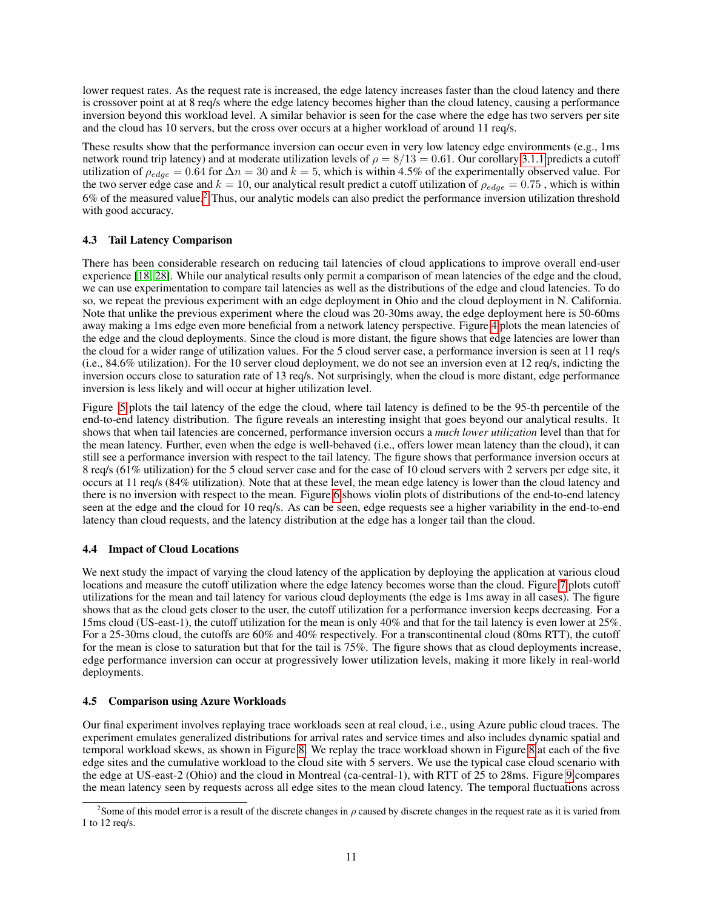lower request rates. As the request rate is increased, the edge latency increases faster than the cloud latency and there is crossover point at at 8 req/s where the edge latency becomes higher than the cloud latency, causing a performance inversion beyond this workload level. A similar behavior is seen for the case where the edge has two servers per site and the cloud has 10 servers, but the cross over occurs at a higher workload of around 11 req/s.

These results show that the performance inversion can occur even in very low latency edge environments (e.g., 1ms network round trip latency) and at moderate utilization levels of $\rho = 8/13 = 0.61$. Our corollary 3.1.1 predicts a cutoff utilization of $\rho_{edge} = 0.64$ for $\Delta n = 30$ and $k = 5$, which is within 4.5% of the experimentally observed value. For the two server edge case and $k = 10$, our analytical result predict a cutoff utilization of $\rho_{edge} = 0.75$ , which is within 6% of the measured value.[2] Thus, our analytic models can also predict the performance inversion utilization threshold with good accuracy.

### 4.3 Tail Latency Comparison

There has been considerable research on reducing tail latencies of cloud applications to improve overall end-user experience [18, 28]. While our analytical results only permit a comparison of mean latencies of the edge and the cloud, we can use experimentation to compare tail latencies as well as the distributions of the edge and cloud latencies. To do so, we repeat the previous experiment with an edge deployment in Ohio and the cloud deployment in N. California. Note that unlike the previous experiment where the cloud was 20-30ms away, the edge deployment here is 50-60ms away making a 1ms edge even more beneficial from a network latency perspective. Figure 4 plots the mean latencies of the edge and the cloud deployments. Since the cloud is more distant, the figure shows that edge latencies are lower than the cloud for a wider range of utilization values. For the 5 cloud server case, a performance inversion is seen at 11 req/s (i.e., 84.6% utilization). For the 10 server cloud deployment, we do not see an inversion even at 12 req/s, indicting the inversion occurs close to saturation rate of 13 req/s. Not surprisingly, when the cloud is more distant, edge performance inversion is less likely and will occur at higher utilization level.

Figure 5 plots the tail latency of the edge the cloud, where tail latency is defined to be the 95-th percentile of the end-to-end latency distribution. The figure reveals an interesting insight that goes beyond our analytical results. It shows that when tail latencies are concerned, performance inversion occurs a *much lower utilization* level than that for the mean latency. Further, even when the edge is well-behaved (i.e., offers lower mean latency than the cloud), it can still see a performance inversion with respect to the tail latency. The figure shows that performance inversion occurs at 8 req/s (61% utilization) for the 5 cloud server case and for the case of 10 cloud servers with 2 servers per edge site, it occurs at 11 req/s (84% utilization). Note that at these level, the mean edge latency is lower than the cloud latency and there is no inversion with respect to the mean. Figure 6 shows violin plots of distributions of the end-to-end latency seen at the edge and the cloud for 10 req/s. As can be seen, edge requests see a higher variability in the end-to-end latency than cloud requests, and the latency distribution at the edge has a longer tail than the cloud.

### 4.4 Impact of Cloud Locations

We next study the impact of varying the cloud latency of the application by deploying the application at various cloud locations and measure the cutoff utilization where the edge latency becomes worse than the cloud. Figure 7 plots cutoff utilizations for the mean and tail latency for various cloud deployments (the edge is 1ms away in all cases). The figure shows that as the cloud gets closer to the user, the cutoff utilization for a performance inversion keeps decreasing. For a 15ms cloud (US-east-1), the cutoff utilization for the mean is only 40% and that for the tail latency is even lower at 25%. For a 25-30ms cloud, the cutoffs are 60% and 40% respectively. For a transcontinental cloud (80ms RTT), the cutoff for the mean is close to saturation but that for the tail is 75%. The figure shows that as cloud deployments increase, edge performance inversion can occur at progressively lower utilization levels, making it more likely in real-world deployments.

### 4.5 Comparison using Azure Workloads

Our final experiment involves replaying trace workloads seen at real cloud, i.e., using Azure public cloud traces. The experiment emulates generalized distributions for arrival rates and service times and also includes dynamic spatial and temporal workload skews, as shown in Figure 8. We replay the trace workload shown in Figure 8 at each of the five edge sites and the cumulative workload to the cloud site with 5 servers. We use the typical case cloud scenario with the edge at US-east-2 (Ohio) and the cloud in Montreal (ca-central-1), with RTT of 25 to 28ms. Figure 9 compares the mean latency seen by requests across all edge sites to the mean cloud latency. The temporal fluctuations across

[2] Some of this model error is a result of the discrete changes in $\rho$ caused by discrete changes in the request rate as it is varied from 1 to 12 req/s.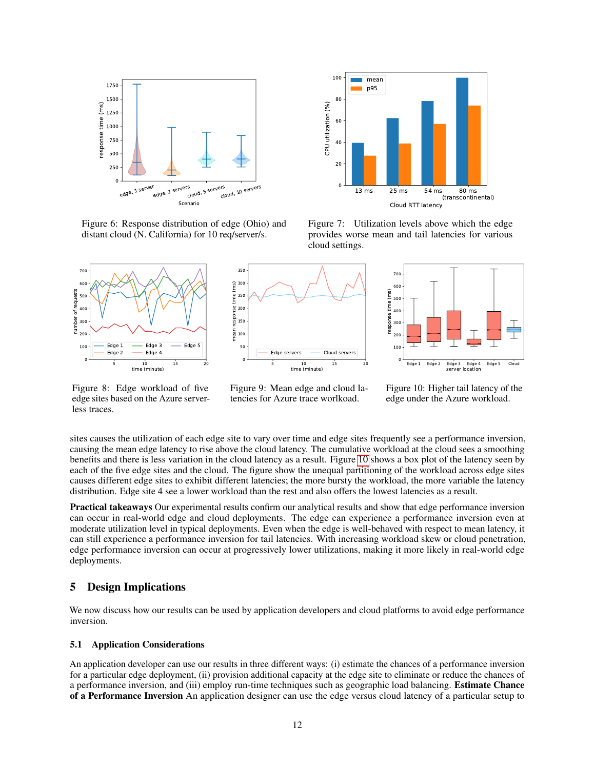Figure 6: Response distribution of edge (Ohio) and distant cloud (N. California) for 10 req/server/s.

Figure 7: Utilization levels above which the edge provides worse mean and tail latencies for various cloud settings.

Figure 8: Edge workload of five edge sites based on the Azure serverless traces.

Figure 9: Mean edge and cloud latencies for Azure trace workload.

Figure 10: Higher tail latency of the edge under the Azure workload.

sites causes the utilization of each edge site to vary over time and edge sites frequently see a performance inversion, causing the mean edge latency to rise above the cloud latency. The cumulative workload at the cloud sees a smoothing benefits and there is less variation in the cloud latency as a result. Figure 10 shows a box plot of the latency seen by each of the five edge sites and the cloud. The figure show the unequal partitioning of the workload across edge sites causes different edge sites to exhibit different latencies; the more bursty the workload, the more variable the latency distribution. Edge site 4 see a lower workload than the rest and also offers the lowest latencies as a result.

**Practical takeaways** Our experimental results confirm our analytical results and show that edge performance inversion can occur in real-world edge and cloud deployments. The edge can experience a performance inversion even at moderate utilization level in typical deployments. Even when the edge is well-behaved with respect to mean latency, it can still experience a performance inversion for tail latencies. With increasing workload skew or cloud penetration, edge performance inversion can occur at progressively lower utilizations, making it more likely in real-world edge deployments.

## 5 Design Implications

We now discuss how our results can be used by application developers and cloud platforms to avoid edge performance inversion.

### 5.1 Application Considerations

An application developer can use our results in three different ways: (i) estimate the chances of a performance inversion for a particular edge deployment, (ii) provision additional capacity at the edge site to eliminate or reduce the chances of a performance inversion, and (iii) employ run-time techniques such as geographic load balancing. **Estimate Chance of a Performance Inversion** An application designer can use the edge versus cloud latency of a particular setup to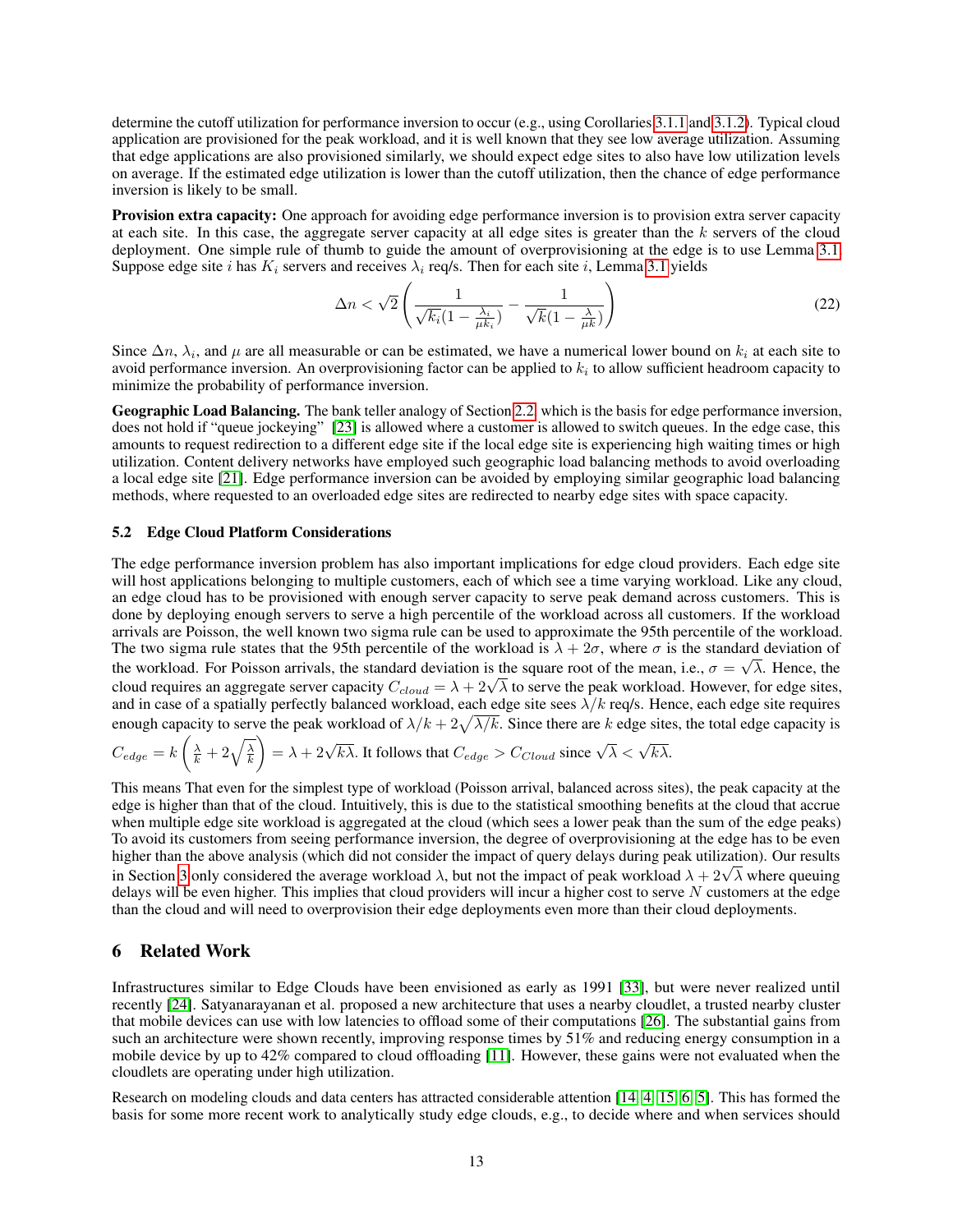determine the cutoff utilization for performance inversion to occur (e.g., using Corollaries 3.1.1 and 3.1.2). Typical cloud application are provisioned for the peak workload, and it is well known that they see low average utilization. Assuming that edge applications are also provisioned similarly, we should expect edge sites to also have low utilization levels on average. If the estimated edge utilization is lower than the cutoff utilization, then the chance of edge performance inversion is likely to be small.

**Provision extra capacity:** One approach for avoiding edge performance inversion is to provision extra server capacity at each site. In this case, the aggregate server capacity at all edge sites is greater than the $k$ servers of the cloud deployment. One simple rule of thumb to guide the amount of overprovisioning at the edge is to use Lemma 3.1. Suppose edge site $i$ has $K_i$ servers and receives $\lambda_i$ req/s. Then for each site $i$, Lemma 3.1 yields

$$\Delta n < \sqrt{2}\left(\frac{1}{\sqrt{k_i}(1-\frac{\lambda_i}{\mu k_i})} - \frac{1}{\sqrt{k}(1-\frac{\lambda}{\mu k})}\right) \tag{22}$$

Since $\Delta n$, $\lambda_i$, and $\mu$ are all measurable or can be estimated, we have a numerical lower bound on $k_i$ at each site to avoid performance inversion. An overprovisioning factor can be applied to $k_i$ to allow sufficient headroom capacity to minimize the probability of performance inversion.

**Geographic Load Balancing.** The bank teller analogy of Section 2.2, which is the basis for edge performance inversion, does not hold if "queue jockeying" [23] is allowed where a customer is allowed to switch queues. In the edge case, this amounts to request redirection to a different edge site if the local edge site is experiencing high waiting times or high utilization. Content delivery networks have employed such geographic load balancing methods to avoid overloading a local edge site [21]. Edge performance inversion can be avoided by employing similar geographic load balancing methods, where requested to an overloaded edge sites are redirected to nearby edge sites with space capacity.

### 5.2 Edge Cloud Platform Considerations

The edge performance inversion problem has also important implications for edge cloud providers. Each edge site will host applications belonging to multiple customers, each of which see a time varying workload. Like any cloud, an edge cloud has to be provisioned with enough server capacity to serve peak demand across customers. This is done by deploying enough servers to serve a high percentile of the workload across all customers. If the workload arrivals are Poisson, the well known two sigma rule can be used to approximate the 95th percentile of the workload. The two sigma rule states that the 95th percentile of the workload is $\lambda + 2\sigma$, where $\sigma$ is the standard deviation of the workload. For Poisson arrivals, the standard deviation is the square root of the mean, i.e., $\sigma = \sqrt{\lambda}$. Hence, the cloud requires an aggregate server capacity $C_{cloud} = \lambda + 2\sqrt{\lambda}$ to serve the peak workload. However, for edge sites, and in case of a spatially perfectly balanced workload, each edge site sees $\lambda/k$ req/s. Hence, each edge site requires enough capacity to serve the peak workload of $\lambda/k + 2\sqrt{\lambda/k}$. Since there are $k$ edge sites, the total edge capacity is $C_{edge} = k\left(\frac{\lambda}{k} + 2\sqrt{\frac{\lambda}{k}}\right) = \lambda + 2\sqrt{k\lambda}$. It follows that $C_{edge} > C_{Cloud}$ since $\sqrt{\lambda} < \sqrt{k\lambda}$.

This means That even for the simplest type of workload (Poisson arrival, balanced across sites), the peak capacity at the edge is higher than that of the cloud. Intuitively, this is due to the statistical smoothing benefits at the cloud that accrue when multiple edge site workload is aggregated at the cloud (which sees a lower peak than the sum of the edge peaks) To avoid its customers from seeing performance inversion, the degree of overprovisioning at the edge has to be even higher than the above analysis (which did not consider the impact of query delays during peak utilization). Our results in Section 3 only considered the average workload $\lambda$, but not the impact of peak workload $\lambda + 2\sqrt{\lambda}$ where queuing delays will be even higher. This implies that cloud providers will incur a higher cost to serve $N$ customers at the edge than the cloud and will need to overprovision their edge deployments even more than their cloud deployments.

## 6 Related Work

Infrastructures similar to Edge Clouds have been envisioned as early as 1991 [33], but were never realized until recently [24]. Satyanarayanan et al. proposed a new architecture that uses a nearby cloudlet, a trusted nearby cluster that mobile devices can use with low latencies to offload some of their computations [26]. The substantial gains from such an architecture were shown recently, improving response times by 51% and reducing energy consumption in a mobile device by up to 42% compared to cloud offloading [11]. However, these gains were not evaluated when the cloudlets are operating under high utilization.

Research on modeling clouds and data centers has attracted considerable attention [14, 4, 15, 6, 5]. This has formed the basis for some more recent work to analytically study edge clouds, e.g., to decide where and when services should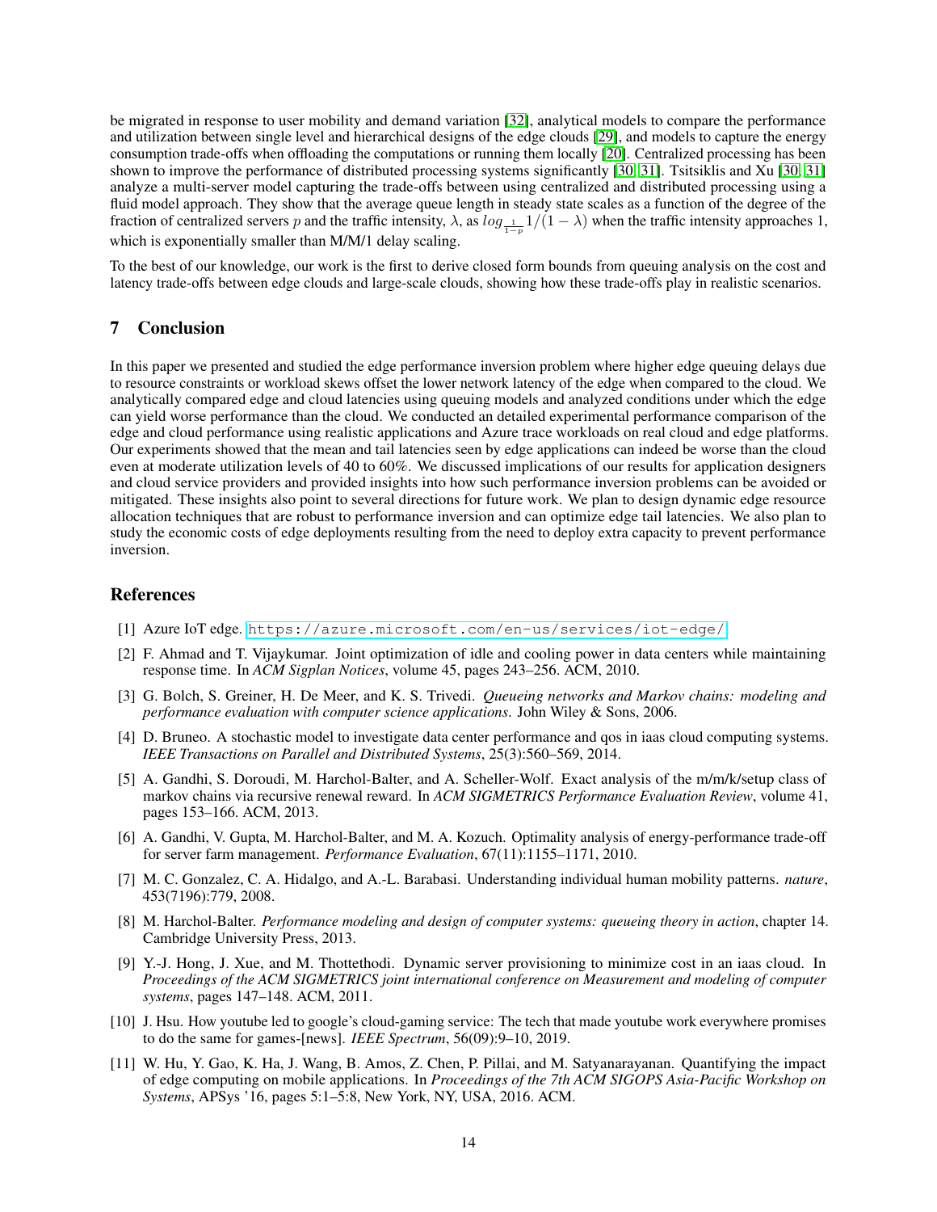be migrated in response to user mobility and demand variation [32], analytical models to compare the performance and utilization between single level and hierarchical designs of the edge clouds [29], and models to capture the energy consumption trade-offs when offloading the computations or running them locally [20]. Centralized processing has been shown to improve the performance of distributed processing systems significantly [30, 31]. Tsitsiklis and Xu [30, 31] analyze a multi-server model capturing the trade-offs between using centralized and distributed processing using a fluid model approach. They show that the average queue length in steady state scales as a function of the degree of the fraction of centralized servers $p$ and the traffic intensity, $\lambda$, as $log_{\frac{1}{1-p}} 1/(1-\lambda)$ when the traffic intensity approaches 1, which is exponentially smaller than M/M/1 delay scaling.

To the best of our knowledge, our work is the first to derive closed form bounds from queuing analysis on the cost and latency trade-offs between edge clouds and large-scale clouds, showing how these trade-offs play in realistic scenarios.

## 7 Conclusion

In this paper we presented and studied the edge performance inversion problem where higher edge queuing delays due to resource constraints or workload skews offset the lower network latency of the edge when compared to the cloud. We analytically compared edge and cloud latencies using queuing models and analyzed conditions under which the edge can yield worse performance than the cloud. We conducted an detailed experimental performance comparison of the edge and cloud performance using realistic applications and Azure trace workloads on real cloud and edge platforms. Our experiments showed that the mean and tail latencies seen by edge applications can indeed be worse than the cloud even at moderate utilization levels of 40 to 60%. We discussed implications of our results for application designers and cloud service providers and provided insights into how such performance inversion problems can be avoided or mitigated. These insights also point to several directions for future work. We plan to design dynamic edge resource allocation techniques that are robust to performance inversion and can optimize edge tail latencies. We also plan to study the economic costs of edge deployments resulting from the need to deploy extra capacity to prevent performance inversion.

## References

[1] Azure IoT edge. https://azure.microsoft.com/en-us/services/iot-edge/

[2] F. Ahmad and T. Vijaykumar. Joint optimization of idle and cooling power in data centers while maintaining response time. In *ACM Sigplan Notices*, volume 45, pages 243–256. ACM, 2010.

[3] G. Bolch, S. Greiner, H. De Meer, and K. S. Trivedi. *Queueing networks and Markov chains: modeling and performance evaluation with computer science applications*. John Wiley & Sons, 2006.

[4] D. Bruneo. A stochastic model to investigate data center performance and qos in iaas cloud computing systems. *IEEE Transactions on Parallel and Distributed Systems*, 25(3):560–569, 2014.

[5] A. Gandhi, S. Doroudi, M. Harchol-Balter, and A. Scheller-Wolf. Exact analysis of the m/m/k/setup class of markov chains via recursive renewal reward. In *ACM SIGMETRICS Performance Evaluation Review*, volume 41, pages 153–166. ACM, 2013.

[6] A. Gandhi, V. Gupta, M. Harchol-Balter, and M. A. Kozuch. Optimality analysis of energy-performance trade-off for server farm management. *Performance Evaluation*, 67(11):1155–1171, 2010.

[7] M. C. Gonzalez, C. A. Hidalgo, and A.-L. Barabasi. Understanding individual human mobility patterns. *nature*, 453(7196):779, 2008.

[8] M. Harchol-Balter. *Performance modeling and design of computer systems: queueing theory in action*, chapter 14. Cambridge University Press, 2013.

[9] Y.-J. Hong, J. Xue, and M. Thottethodi. Dynamic server provisioning to minimize cost in an iaas cloud. In *Proceedings of the ACM SIGMETRICS joint international conference on Measurement and modeling of computer systems*, pages 147–148. ACM, 2011.

[10] J. Hsu. How youtube led to google's cloud-gaming service: The tech that made youtube work everywhere promises to do the same for games-[news]. *IEEE Spectrum*, 56(09):9–10, 2019.

[11] W. Hu, Y. Gao, K. Ha, J. Wang, B. Amos, Z. Chen, P. Pillai, and M. Satyanarayanan. Quantifying the impact of edge computing on mobile applications. In *Proceedings of the 7th ACM SIGOPS Asia-Pacific Workshop on Systems*, APSys '16, pages 5:1–5:8, New York, NY, USA, 2016. ACM.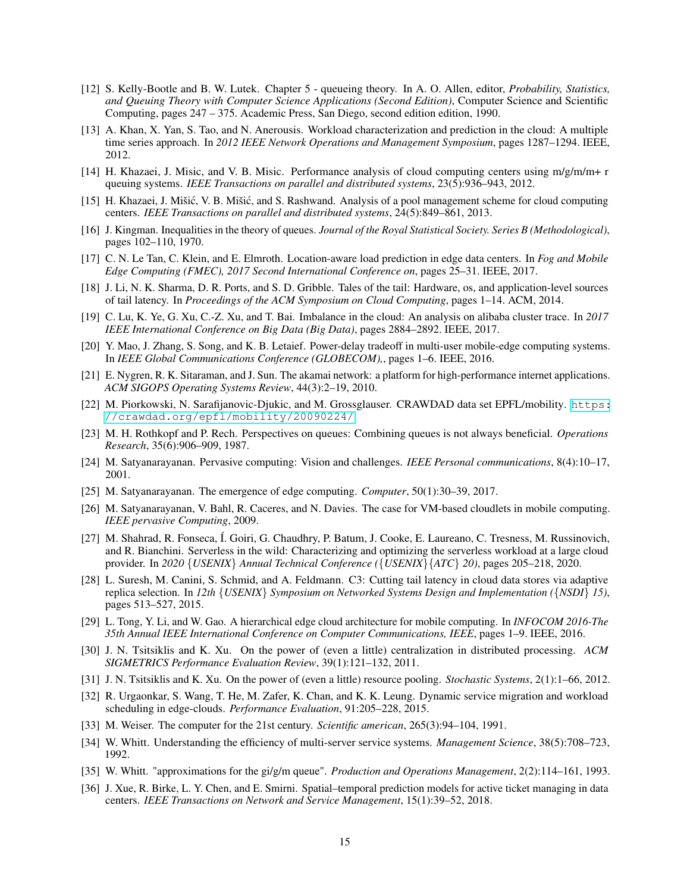[12] S. Kelly-Bootle and B. W. Lutek. Chapter 5 - queueing theory. In A. O. Allen, editor, *Probability, Statistics, and Queuing Theory with Computer Science Applications (Second Edition)*, Computer Science and Scientific Computing, pages 247 – 375. Academic Press, San Diego, second edition edition, 1990.

[13] A. Khan, X. Yan, S. Tao, and N. Anerousis. Workload characterization and prediction in the cloud: A multiple time series approach. In *2012 IEEE Network Operations and Management Symposium*, pages 1287–1294. IEEE, 2012.

[14] H. Khazaei, J. Misic, and V. B. Misic. Performance analysis of cloud computing centers using m/g/m/m+ r queuing systems. *IEEE Transactions on parallel and distributed systems*, 23(5):936–943, 2012.

[15] H. Khazaei, J. Mišić, V. B. Mišić, and S. Rashwand. Analysis of a pool management scheme for cloud computing centers. *IEEE Transactions on parallel and distributed systems*, 24(5):849–861, 2013.

[16] J. Kingman. Inequalities in the theory of queues. *Journal of the Royal Statistical Society. Series B (Methodological)*, pages 102–110, 1970.

[17] C. N. Le Tan, C. Klein, and E. Elmroth. Location-aware load prediction in edge data centers. In *Fog and Mobile Edge Computing (FMEC), 2017 Second International Conference on*, pages 25–31. IEEE, 2017.

[18] J. Li, N. K. Sharma, D. R. Ports, and S. D. Gribble. Tales of the tail: Hardware, os, and application-level sources of tail latency. In *Proceedings of the ACM Symposium on Cloud Computing*, pages 1–14. ACM, 2014.

[19] C. Lu, K. Ye, G. Xu, C.-Z. Xu, and T. Bai. Imbalance in the cloud: An analysis on alibaba cluster trace. In *2017 IEEE International Conference on Big Data (Big Data)*, pages 2884–2892. IEEE, 2017.

[20] Y. Mao, J. Zhang, S. Song, and K. B. Letaief. Power-delay tradeoff in multi-user mobile-edge computing systems. In *IEEE Global Communications Conference (GLOBECOM),*, pages 1–6. IEEE, 2016.

[21] E. Nygren, R. K. Sitaraman, and J. Sun. The akamai network: a platform for high-performance internet applications. *ACM SIGOPS Operating Systems Review*, 44(3):2–19, 2010.

[22] M. Piorkowski, N. Sarafijanovic-Djukic, and M. Grossglauser. CRAWDAD data set EPFL/mobility. https://crawdad.org/epfl/mobility/20090224/.

[23] M. H. Rothkopf and P. Rech. Perspectives on queues: Combining queues is not always beneficial. *Operations Research*, 35(6):906–909, 1987.

[24] M. Satyanarayanan. Pervasive computing: Vision and challenges. *IEEE Personal communications*, 8(4):10–17, 2001.

[25] M. Satyanarayanan. The emergence of edge computing. *Computer*, 50(1):30–39, 2017.

[26] M. Satyanarayanan, V. Bahl, R. Caceres, and N. Davies. The case for VM-based cloudlets in mobile computing. *IEEE pervasive Computing*, 2009.

[27] M. Shahrad, R. Fonseca, Í. Goiri, G. Chaudhry, P. Batum, J. Cooke, E. Laureano, C. Tresness, M. Russinovich, and R. Bianchini. Serverless in the wild: Characterizing and optimizing the serverless workload at a large cloud provider. In *2020 {USENIX} Annual Technical Conference ({USENIX}{ATC} 20)*, pages 205–218, 2020.

[28] L. Suresh, M. Canini, S. Schmid, and A. Feldmann. C3: Cutting tail latency in cloud data stores via adaptive replica selection. In *12th {USENIX} Symposium on Networked Systems Design and Implementation ({NSDI} 15)*, pages 513–527, 2015.

[29] L. Tong, Y. Li, and W. Gao. A hierarchical edge cloud architecture for mobile computing. In *INFOCOM 2016-The 35th Annual IEEE International Conference on Computer Communications, IEEE*, pages 1–9. IEEE, 2016.

[30] J. N. Tsitsiklis and K. Xu. On the power of (even a little) centralization in distributed processing. *ACM SIGMETRICS Performance Evaluation Review*, 39(1):121–132, 2011.

[31] J. N. Tsitsiklis and K. Xu. On the power of (even a little) resource pooling. *Stochastic Systems*, 2(1):1–66, 2012.

[32] R. Urgaonkar, S. Wang, T. He, M. Zafer, K. Chan, and K. K. Leung. Dynamic service migration and workload scheduling in edge-clouds. *Performance Evaluation*, 91:205–228, 2015.

[33] M. Weiser. The computer for the 21st century. *Scientific american*, 265(3):94–104, 1991.

[34] W. Whitt. Understanding the efficiency of multi-server service systems. *Management Science*, 38(5):708–723, 1992.

[35] W. Whitt. "approximations for the gi/g/m queue". *Production and Operations Management*, 2(2):114–161, 1993.

[36] J. Xue, R. Birke, L. Y. Chen, and E. Smirni. Spatial–temporal prediction models for active ticket managing in data centers. *IEEE Transactions on Network and Service Management*, 15(1):39–52, 2018.